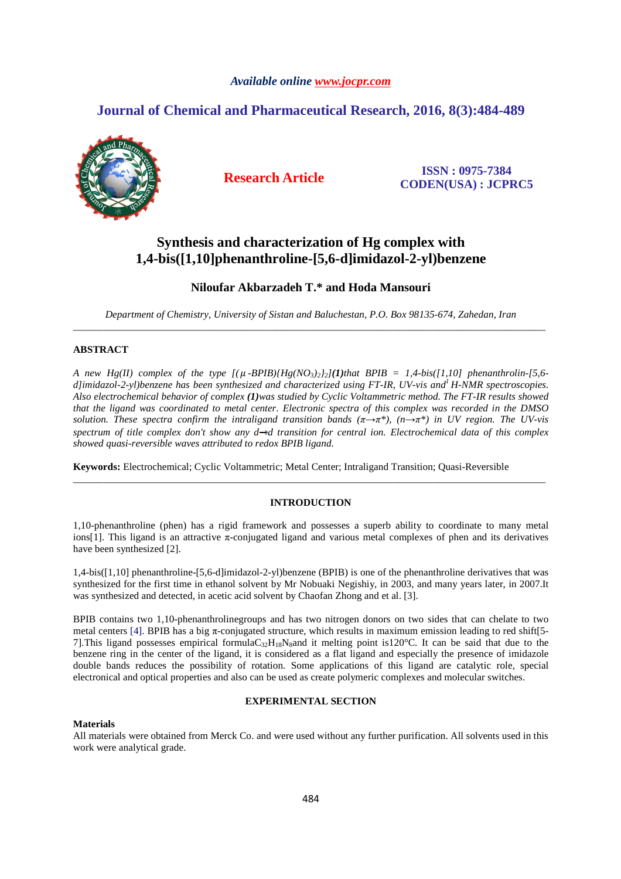*Available online www.jocpr.com*

## Journal of Chemical and Pharmaceutical Research, 2016, 8(3):484-489

**Research Article**

**ISSN : 0975-7384**
**CODEN(USA) : JCPRC5**

# Synthesis and characterization of Hg complex with 1,4-bis([1,10]phenanthroline-[5,6-d]imidazol-2-yl)benzene

**Niloufar Akbarzadeh T.\* and Hoda Mansouri**

*Department of Chemistry, University of Sistan and Baluchestan, P.O. Box 98135-674, Zahedan, Iran*

---

### ABSTRACT

*A new Hg(II) complex of the type $[(\mu\text{-BPIB})\{Hg(NO_3)_2\}_2]$* ***(1)*** *that BPIB = 1,4-bis([1,10] phenanthrolin-[5,6-d]imidazol-2-yl)benzene has been synthesized and characterized using FT-IR, UV-vis and $^1$H-NMR spectroscopies. Also electrochemical behavior of complex* ***(1)*** *was studied by Cyclic Voltammetric method. The FT-IR results showed that the ligand was coordinated to metal center. Electronic spectra of this complex was recorded in the DMSO solution. These spectra confirm the intraligand transition bands ($\pi\rightarrow\pi^*$), ($n\rightarrow\pi^*$) in UV region. The UV-vis spectrum of title complex don't show any d→d transition for central ion. Electrochemical data of this complex showed quasi-reversible waves attributed to redox BPIB ligand.*

**Keywords:** Electrochemical; Cyclic Voltammetric; Metal Center; Intraligand Transition; Quasi-Reversible

---

### INTRODUCTION

1,10-phenanthroline (phen) has a rigid framework and possesses a superb ability to coordinate to many metal ions[1]. This ligand is an attractive π-conjugated ligand and various metal complexes of phen and its derivatives have been synthesized [2].

1,4-bis([1,10] phenanthroline-[5,6-d]imidazol-2-yl)benzene (BPIB) is one of the phenanthroline derivatives that was synthesized for the first time in ethanol solvent by Mr Nobuaki Negishiy, in 2003, and many years later, in 2007.It was synthesized and detected, in acetic acid solvent by Chaofan Zhong and et al. [3].

BPIB contains two 1,10-phenanthrolinegroups and has two nitrogen donors on two sides that can chelate to two metal centers [4]. BPIB has a big π-conjugated structure, which results in maximum emission leading to red shift[5-7].This ligand possesses empirical formula$C_{32}H_{18}N_8$and it melting point is120°C. It can be said that due to the benzene ring in the center of the ligand, it is considered as a flat ligand and especially the presence of imidazole double bands reduces the possibility of rotation. Some applications of this ligand are catalytic role, special electronical and optical properties and also can be used as create polymeric complexes and molecular switches.

### EXPERIMENTAL SECTION

**Materials**
All materials were obtained from Merck Co. and were used without any further purification. All solvents used in this work were analytical grade.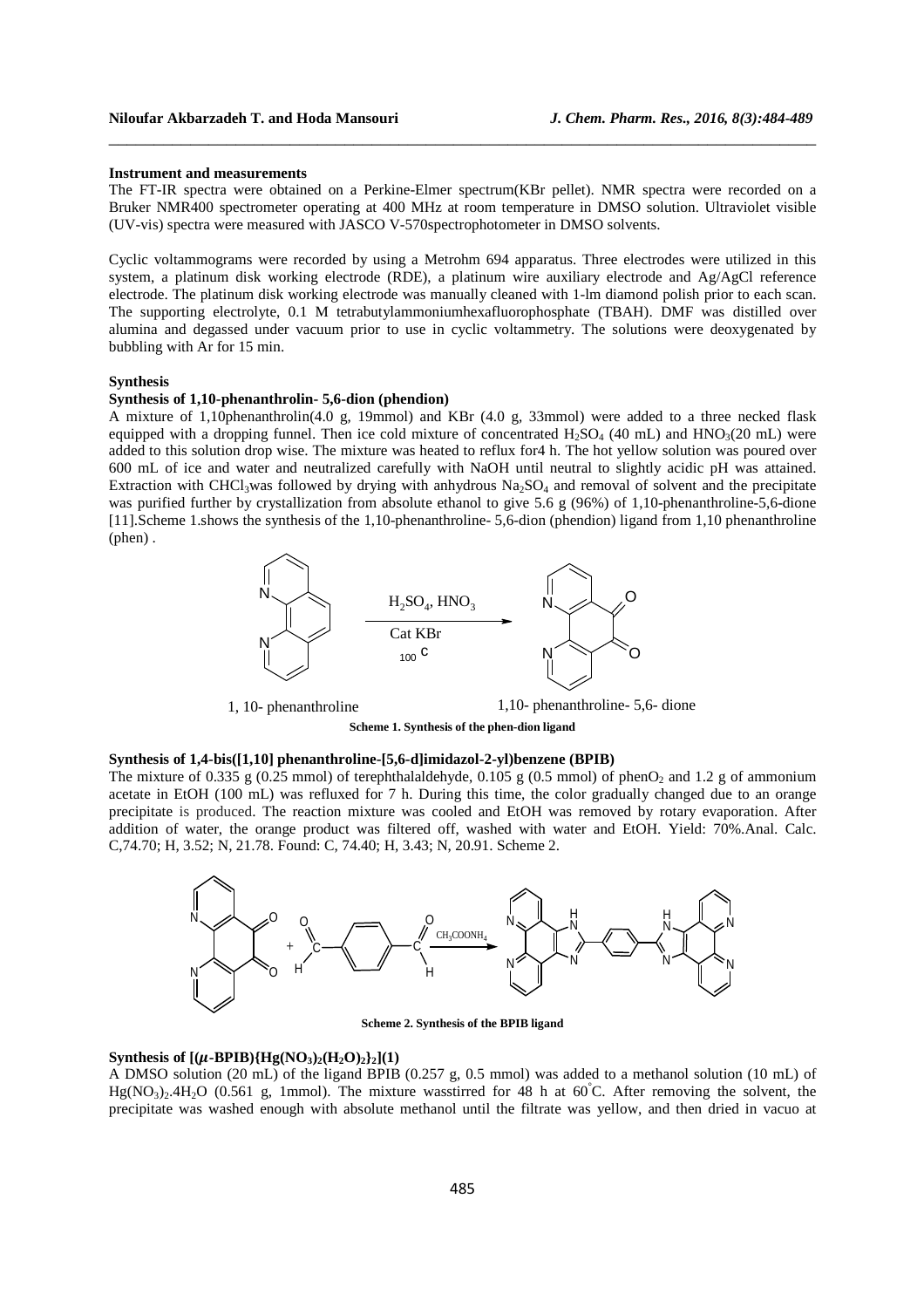**Instrument and measurements**

The FT-IR spectra were obtained on a Perkine-Elmer spectrum(KBr pellet). NMR spectra were recorded on a Bruker NMR400 spectrometer operating at 400 MHz at room temperature in DMSO solution. Ultraviolet visible (UV-vis) spectra were measured with JASCO V-570spectrophotometer in DMSO solvents.

Cyclic voltammograms were recorded by using a Metrohm 694 apparatus. Three electrodes were utilized in this system, a platinum disk working electrode (RDE), a platinum wire auxiliary electrode and Ag/AgCl reference electrode. The platinum disk working electrode was manually cleaned with 1-lm diamond polish prior to each scan. The supporting electrolyte, 0.1 M tetrabutylammoniumhexafluorophosphate (TBAH). DMF was distilled over alumina and degassed under vacuum prior to use in cyclic voltammetry. The solutions were deoxygenated by bubbling with Ar for 15 min.

**Synthesis**

**Synthesis of 1,10-phenanthrolin- 5,6-dion (phendion)**

A mixture of 1,10phenanthrolin(4.0 g, 19mmol) and KBr (4.0 g, 33mmol) were added to a three necked flask equipped with a dropping funnel. Then ice cold mixture of concentrated $H_2SO_4$ (40 mL) and $HNO_3$(20 mL) were added to this solution drop wise. The mixture was heated to reflux for4 h. The hot yellow solution was poured over 600 mL of ice and water and neutralized carefully with NaOH until neutral to slightly acidic pH was attained. Extraction with $CHCl_3$was followed by drying with anhydrous $Na_2SO_4$ and removal of solvent and the precipitate was purified further by crystallization from absolute ethanol to give 5.6 g (96%) of 1,10-phenanthroline-5,6-dione [11].Scheme 1.shows the synthesis of the 1,10-phenanthroline- 5,6-dion (phendion) ligand from 1,10 phenanthroline (phen) .

$H_2SO_4$, $HNO_3$ / Cat KBr / 100 C

1, 10- phenanthroline → 1,10- phenanthroline- 5,6- dione

**Scheme 1. Synthesis of the phen-dion ligand**

**Synthesis of 1,4-bis([1,10] phenanthroline-[5,6-d]imidazol-2-yl)benzene (BPIB)**

The mixture of 0.335 g (0.25 mmol) of terephthalaldehyde, 0.105 g (0.5 mmol) of phen$O_2$ and 1.2 g of ammonium acetate in EtOH (100 mL) was refluxed for 7 h. During this time, the color gradually changed due to an orange precipitate is produced. The reaction mixture was cooled and EtOH was removed by rotary evaporation. After addition of water, the orange product was filtered off, washed with water and EtOH. Yield: 70%.Anal. Calc. C,74.70; H, 3.52; N, 21.78. Found: C, 74.40; H, 3.43; N, 20.91. Scheme 2.

$CH_3COONH_4$

**Scheme 2. Synthesis of the BPIB ligand**

**Synthesis of [($\mu$-BPIB){Hg($NO_3$)$_2$($H_2O$)$_2$}$_2$](1)**

A DMSO solution (20 mL) of the ligand BPIB (0.257 g, 0.5 mmol) was added to a methanol solution (10 mL) of $Hg(NO_3)_2.4H_2O$ (0.561 g, 1mmol). The mixture wasstirred for 48 h at 60°C. After removing the solvent, the precipitate was washed enough with absolute methanol until the filtrate was yellow, and then dried in vacuo at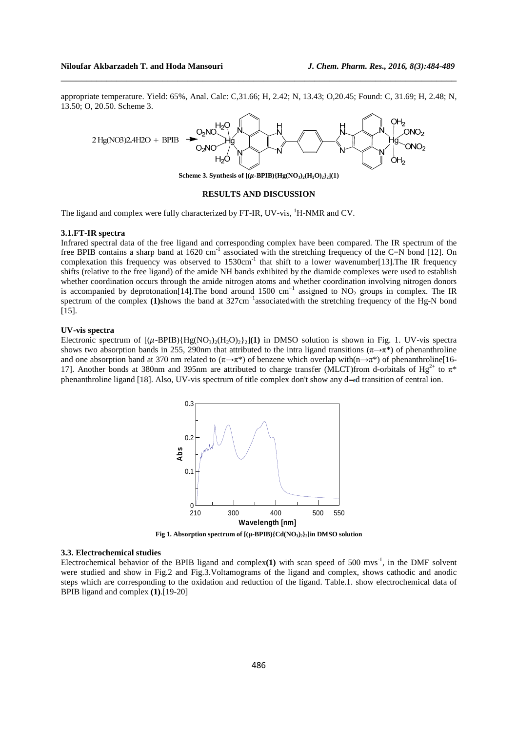appropriate temperature. Yield: 65%, Anal. Calc: C,31.66; H, 2.42; N, 13.43; O,20.45; Found: C, 31.69; H, 2.48; N, 13.50; O, 20.50. Scheme 3.

2 Hg(NO3)2.4H2O + BPIB →

**Scheme 3. Synthesis of $[(\mu\text{-BPIB})\{Hg(NO_3)_2(H_2O)_2\}_2](1)$**

## RESULTS AND DISCUSSION

The ligand and complex were fully characterized by FT-IR, UV-vis, $^1$H-NMR and CV.

### 3.1.FT-IR spectra

Infrared spectral data of the free ligand and corresponding complex have been compared. The IR spectrum of the free BPIB contains a sharp band at 1620 $cm^{-1}$ associated with the stretching frequency of the C=N bond [12]. On complexation this frequency was observed to 1530$cm^{-1}$ that shift to a lower wavenumber[13].The IR frequency shifts (relative to the free ligand) of the amide NH bands exhibited by the diamide complexes were used to establish whether coordination occurs through the amide nitrogen atoms and whether coordination involving nitrogen donors is accompanied by deprotonation[14].The bond around 1500 $cm^{-1}$ assigned to $NO_2$ groups in complex. The IR spectrum of the complex **(1)**shows the band at 327$cm^{-1}$associatedwith the stretching frequency of the Hg-N bond [15].

### UV-vis spectra

Electronic spectrum of $[(\mu\text{-BPIB})\{Hg(NO_3)_2(H_2O)_2\}_2]$**(1)** in DMSO solution is shown in Fig. 1. UV-vis spectra shows two absorption bands in 255, 290nm that attributed to the intra ligand transitions ($\pi\rightarrow\pi^*$) of phenanthroline and one absorption band at 370 nm related to ($\pi\rightarrow\pi^*$) of benzene which overlap with($n\rightarrow\pi^*$) of phenanthroline[16-17]. Another bonds at 380nm and 395nm are attributed to charge transfer (MLCT)from d-orbitals of $Hg^{2+}$ to $\pi^*$ phenanthroline ligand [18]. Also, UV-vis spectrum of title complex don't show any d→d transition of central ion.

**Fig 1. Absorption spectrum of $[(\mu\text{-BPIB})\{Cd(NO_3)_2\}_2]$in DMSO solution**

### 3.3. Electrochemical studies

Electrochemical behavior of the BPIB ligand and complex**(1)** with scan speed of 500 $mvs^{-1}$, in the DMF solvent were studied and show in Fig.2 and Fig.3.Voltamograms of the ligand and complex, shows cathodic and anodic steps which are corresponding to the oxidation and reduction of the ligand. Table.1. show electrochemical data of BPIB ligand and complex **(1)**.[19-20]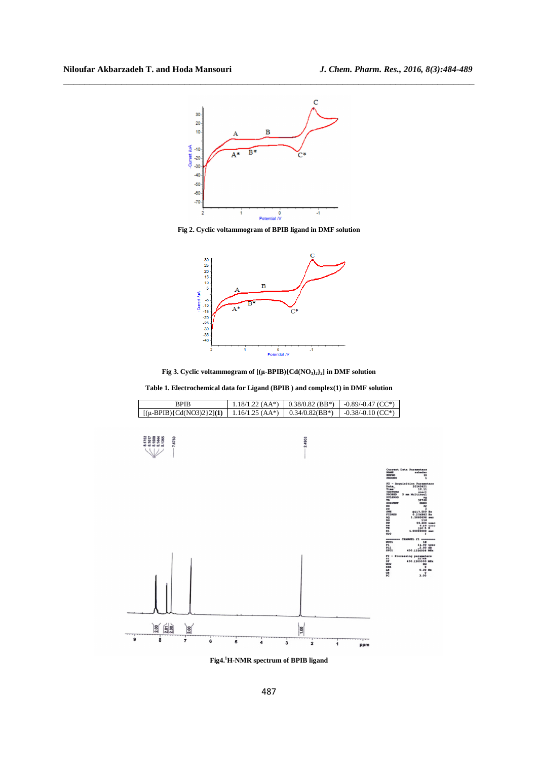**Fig 2. Cyclic voltammogram of BPIB ligand in DMF solution**

**Fig 3. Cyclic voltammogram of [(μ-BPIB){Cd($NO_3$)$_2$}$_2$] in DMF solution**

**Table 1. Electrochemical data for Ligand (BPIB ) and complex(1) in DMF solution**

| | | | |
|---|---|---|---|
| BPIB | 1.18/1.22 (AA*) | 0.38/0.82 (BB*) | -0.89/-0.47 (CC*) |
| [(μ-BPIB){Cd(NO3)2}2]**(1)** | 1.16/1.25 (AA*) | 0.34/0.82(BB*) | -0.38/-0.10 (CC*) |

**Fig4.[1]H-NMR spectrum of BPIB ligand**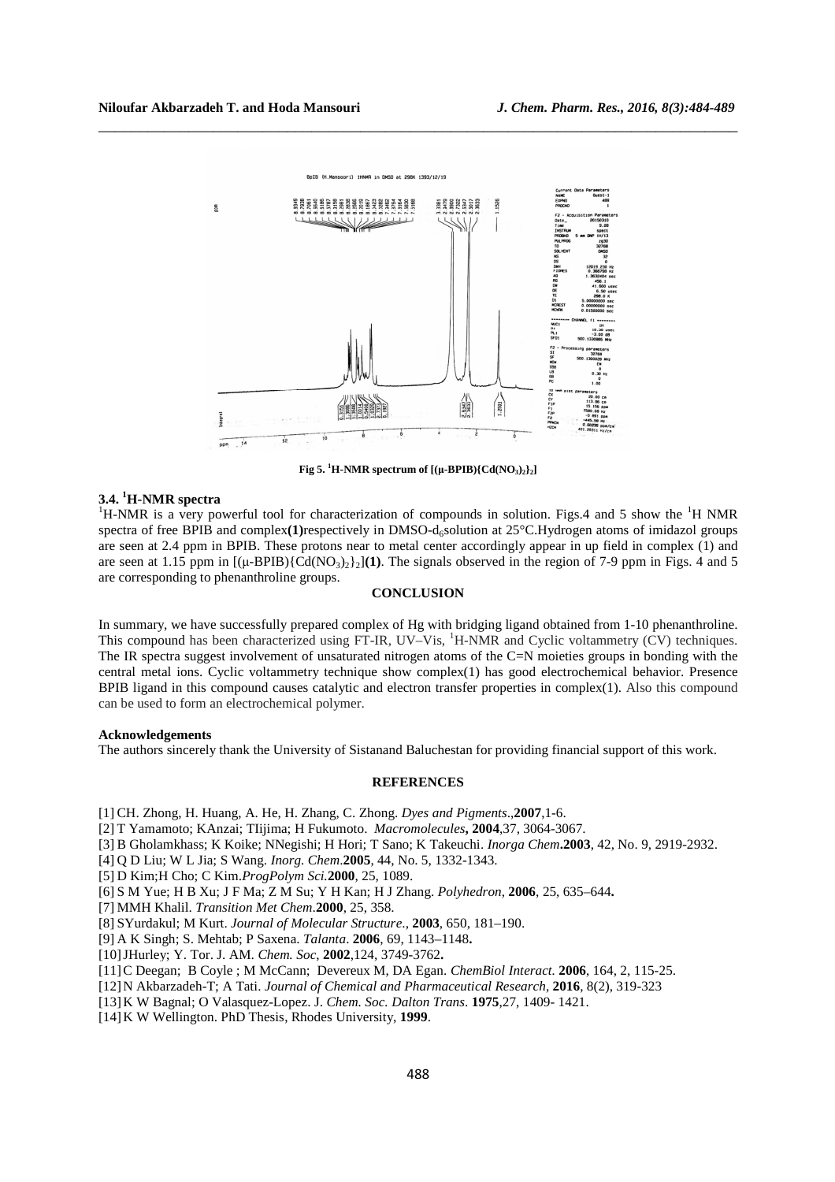Fig 5. $^{1}$H-NMR spectrum of [(μ-BPIB){Cd(NO$_3$)$_2$}$_2$]

### 3.4. $^{1}$H-NMR spectra

$^{1}$H-NMR is a very powerful tool for characterization of compounds in solution. Figs.4 and 5 show the $^{1}$H NMR spectra of free BPIB and complex**(1)**respectively in DMSO-d$_6$solution at 25°C.Hydrogen atoms of imidazol groups are seen at 2.4 ppm in BPIB. These protons near to metal center accordingly appear in up field in complex (1) and are seen at 1.15 ppm in [(μ-BPIB){Cd(NO$_3$)$_2$}$_2$]**(1)**. The signals observed in the region of 7-9 ppm in Figs. 4 and 5 are corresponding to phenanthroline groups.

## CONCLUSION

In summary, we have successfully prepared complex of Hg with bridging ligand obtained from 1-10 phenanthroline. This compound has been characterized using FT-IR, UV–Vis, $^{1}$H-NMR and Cyclic voltammetry (CV) techniques. The IR spectra suggest involvement of unsaturated nitrogen atoms of the C=N moieties groups in bonding with the central metal ions. Cyclic voltammetry technique show complex(1) has good electrochemical behavior. Presence BPIB ligand in this compound causes catalytic and electron transfer properties in complex(1). Also this compound can be used to form an electrochemical polymer.

### Acknowledgements

The authors sincerely thank the University of Sistanand Baluchestan for providing financial support of this work.

## REFERENCES

[1] CH. Zhong, H. Huang, A. He, H. Zhang, C. Zhong. *Dyes and Pigments*.,**2007**,1-6.
[2] T Yamamoto; KAnzai; TIijima; H Fukumoto. *Macromolecules***, 2004**,37, 3064-3067.
[3] B Gholamkhass; K Koike; NNegishi; H Hori; T Sano; K Takeuchi. *Inorga Chem***.2003**, 42, No. 9, 2919-2932.
[4] Q D Liu; W L Jia; S Wang. *Inorg. Chem*.**2005**, 44, No. 5, 1332-1343.
[5] D Kim;H Cho; C Kim.*ProgPolym Sci.***2000**, 25, 1089.
[6] S M Yue; H B Xu; J F Ma; Z M Su; Y H Kan; H J Zhang. *Polyhedron*, **2006**, 25, 635–644**.**
[7] MMH Khalil. *Transition Met Chem*.**2000**, 25, 358.
[8] SYurdakul; M Kurt. *Journal of Molecular Structure*., **2003**, 650, 181–190.
[9] A K Singh; S. Mehtab; P Saxena. *Talanta*. **2006**, 69, 1143–1148**.**
[10] JHurley; Y. Tor. J. AM. *Chem. Soc*, **2002**,124, 3749-3762**.**
[11] C Deegan; B Coyle ; M McCann; Devereux M, DA Egan. *ChemBiol Interact.* **2006**, 164, 2, 115-25.
[12] N Akbarzadeh-T; A Tati. *Journal of Chemical and Pharmaceutical Research*, **2016**, 8(2), 319-323
[13] K W Bagnal; O Valasquez-Lopez. J. *Chem. Soc. Dalton Trans*. **1975**,27, 1409- 1421.
[14] K W Wellington. PhD Thesis, Rhodes University, **1999**.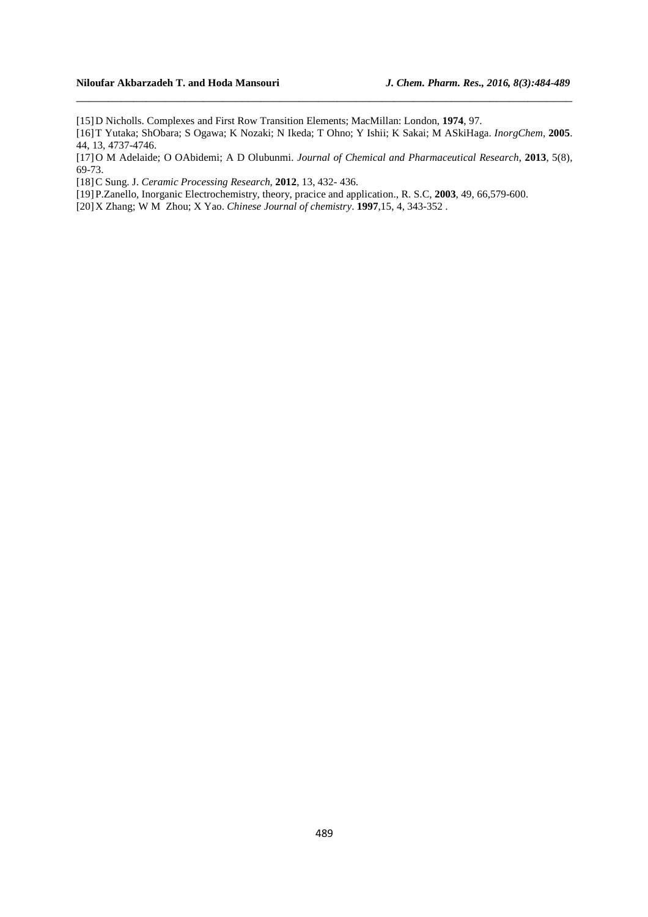[15] D Nicholls. Complexes and First Row Transition Elements; MacMillan: London, **1974**, 97.

[16] T Yutaka; ShObara; S Ogawa; K Nozaki; N Ikeda; T Ohno; Y Ishii; K Sakai; M ASkiHaga. *InorgChem*, **2005**. 44, 13, 4737-4746.

[17] O M Adelaide; O OAbidemi; A D Olubunmi. *Journal of Chemical and Pharmaceutical Research*, **2013**, 5(8), 69-73.

[18] C Sung. J. *Ceramic Processing Research*, **2012**, 13, 432- 436.

[19] P.Zanello, Inorganic Electrochemistry, theory, pracice and application., R. S.C, **2003**, 49, 66,579-600.

[20] X Zhang; W M Zhou; X Yao. *Chinese Journal of chemistry*. **1997**,15, 4, 343-352 .